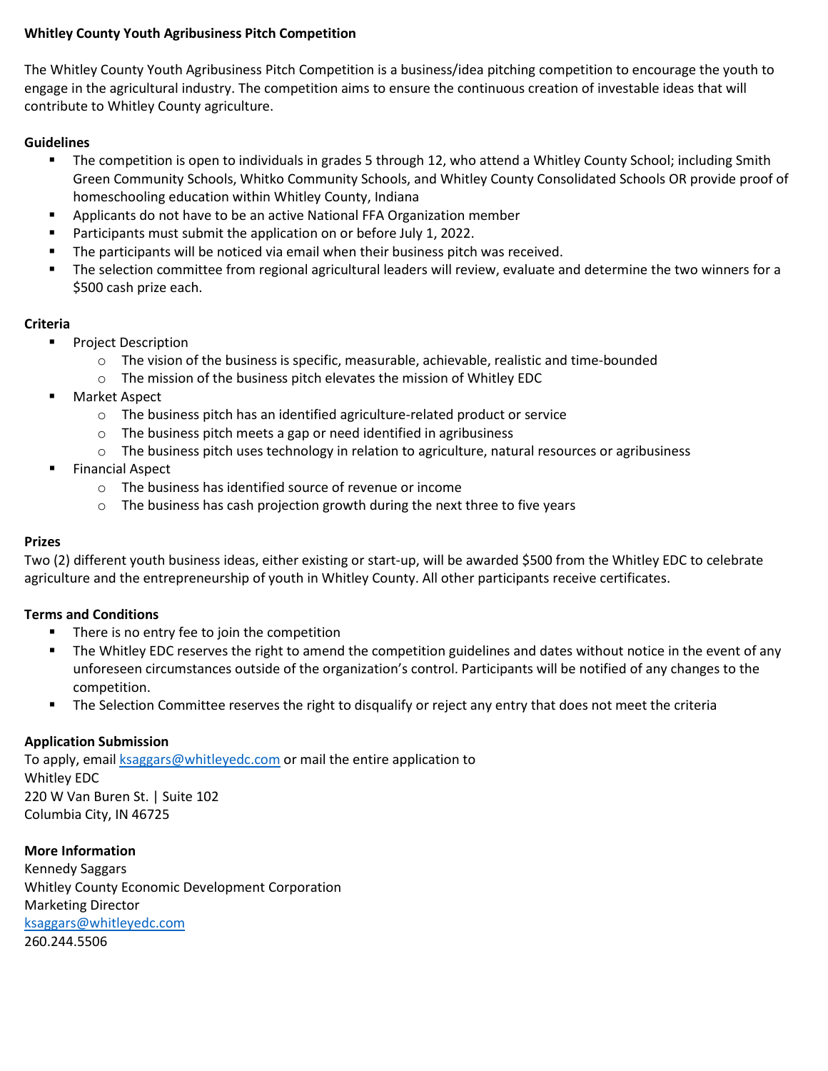**Whitley County Youth Agribusiness Pitch Competition**

The Whitley County Youth Agribusiness Pitch Competition is a business/idea pitching competition to encourage the youth to engage in the agricultural industry. The competition aims to ensure the continuous creation of investable ideas that will contribute to Whitley County agriculture.

**Guidelines**

- The competition is open to individuals in grades 5 through 12, who attend a Whitley County School; including Smith Green Community Schools, Whitko Community Schools, and Whitley County Consolidated Schools OR provide proof of homeschooling education within Whitley County, Indiana
- Applicants do not have to be an active National FFA Organization member
- Participants must submit the application on or before July 1, 2022.
- The participants will be noticed via email when their business pitch was received.
- The selection committee from regional agricultural leaders will review, evaluate and determine the two winners for a $500 cash prize each.

**Criteria**

- Project Description
  - The vision of the business is specific, measurable, achievable, realistic and time-bounded
  - The mission of the business pitch elevates the mission of Whitley EDC
- Market Aspect
  - The business pitch has an identified agriculture-related product or service
  - The business pitch meets a gap or need identified in agribusiness
  - The business pitch uses technology in relation to agriculture, natural resources or agribusiness
- Financial Aspect
  - The business has identified source of revenue or income
  - The business has cash projection growth during the next three to five years

**Prizes**

Two (2) different youth business ideas, either existing or start-up, will be awarded $500 from the Whitley EDC to celebrate agriculture and the entrepreneurship of youth in Whitley County. All other participants receive certificates.

**Terms and Conditions**

- There is no entry fee to join the competition
- The Whitley EDC reserves the right to amend the competition guidelines and dates without notice in the event of any unforeseen circumstances outside of the organization's control. Participants will be notified of any changes to the competition.
- The Selection Committee reserves the right to disqualify or reject any entry that does not meet the criteria

**Application Submission**

To apply, email ksaggars@whitleyedc.com or mail the entire application to
Whitley EDC
220 W Van Buren St. | Suite 102
Columbia City, IN 46725

**More Information**

Kennedy Saggars
Whitley County Economic Development Corporation
Marketing Director
ksaggars@whitleyedc.com
260.244.5506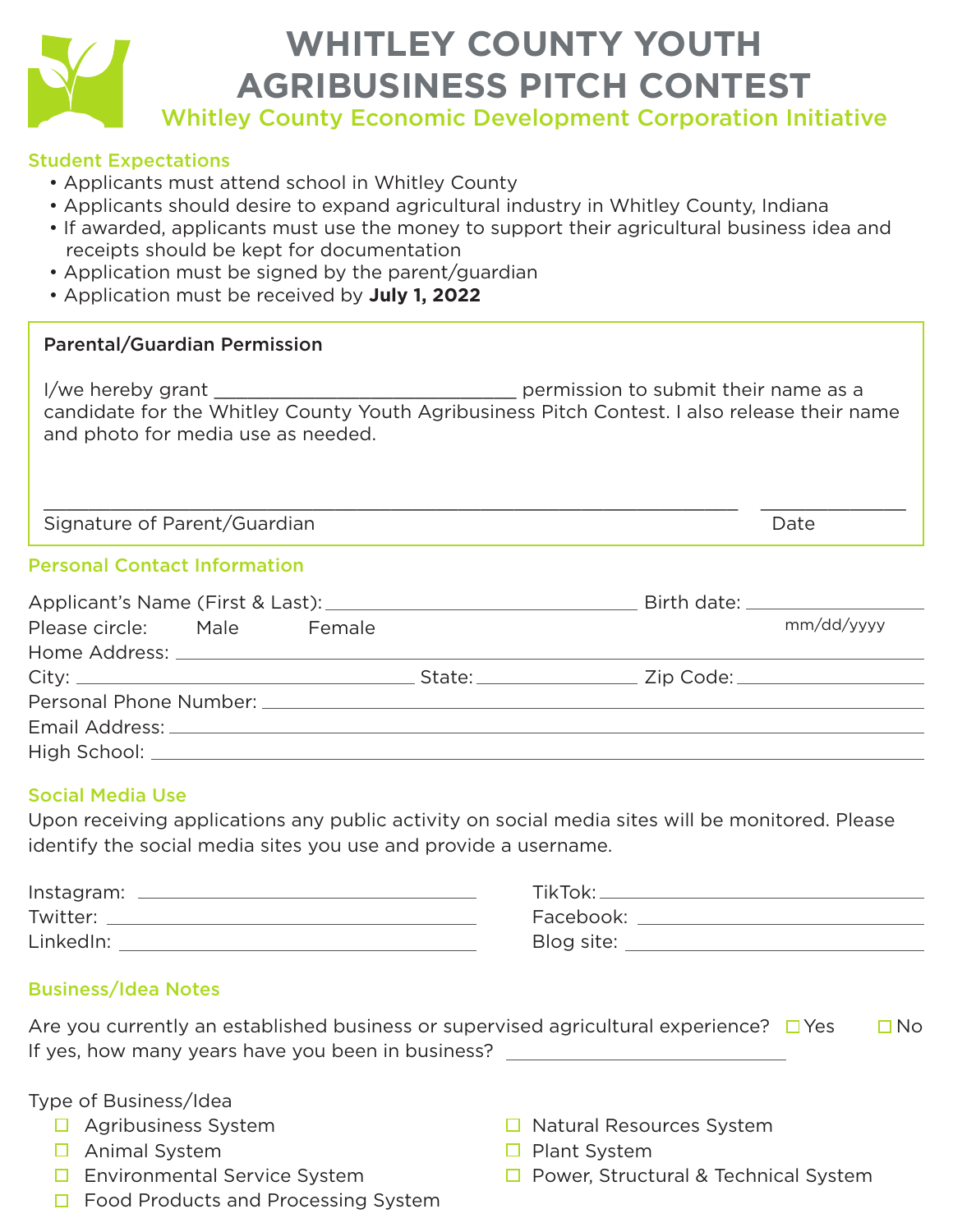# WHITLEY COUNTY YOUTH AGRIBUSINESS PITCH CONTEST

## Whitley County Economic Development Corporation Initiative

### Student Expectations

- Applicants must attend school in Whitley County
- Applicants should desire to expand agricultural industry in Whitley County, Indiana
- If awarded, applicants must use the money to support their agricultural business idea and receipts should be kept for documentation
- Application must be signed by the parent/guardian
- Application must be received by **July 1, 2022**

### Parental/Guardian Permission

I/we hereby grant ______________________________ permission to submit their name as a candidate for the Whitley County Youth Agribusiness Pitch Contest. I also release their name and photo for media use as needed.

______________________________________________________________________ ______________

Signature of Parent/Guardian Date

### Personal Contact Information

Applicant's Name (First & Last): ______________________________ Birth date: ________________ (mm/dd/yyyy)

Please circle: Male Female

Home Address: ____________________________________________________________

City: ______________________________ State: ______________ Zip Code: ________________

Personal Phone Number: ____________________________________________________________

Email Address: ____________________________________________________________

High School: ____________________________________________________________

### Social Media Use

Upon receiving applications any public activity on social media sites will be monitored. Please identify the social media sites you use and provide a username.

Instagram: ______________________________

Twitter: ______________________________

LinkedIn: ______________________________

TikTok: ______________________________

Facebook: ______________________________

Blog site: ______________________________

### Business/Idea Notes

Are you currently an established business or supervised agricultural experience? ☐ Yes ☐ No

If yes, how many years have you been in business? ______________________

Type of Business/Idea

- ☐ Agribusiness System
- ☐ Animal System
- ☐ Environmental Service System
- ☐ Food Products and Processing System
- ☐ Natural Resources System
- ☐ Plant System
- ☐ Power, Structural & Technical System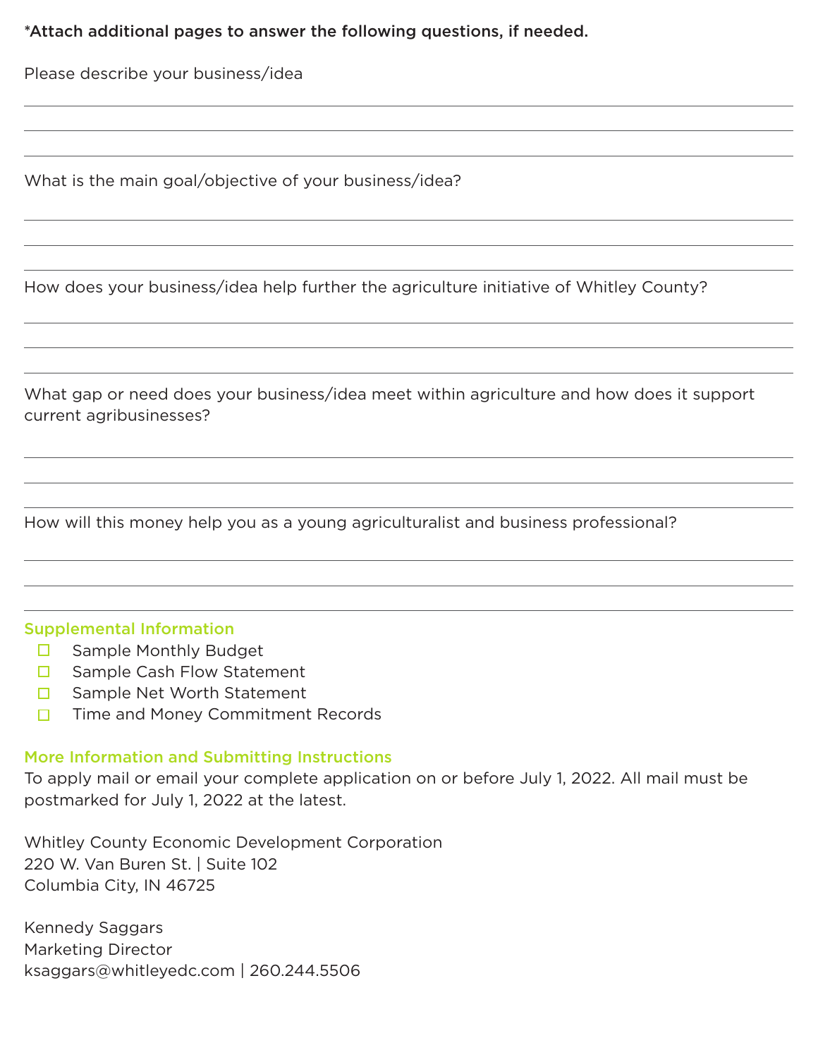**\*Attach additional pages to answer the following questions, if needed.**

Please describe your business/idea

What is the main goal/objective of your business/idea?

How does your business/idea help further the agriculture initiative of Whitley County?

What gap or need does your business/idea meet within agriculture and how does it support current agribusinesses?

How will this money help you as a young agriculturalist and business professional?

## Supplemental Information

- ☐ Sample Monthly Budget
- ☐ Sample Cash Flow Statement
- ☐ Sample Net Worth Statement
- ☐ Time and Money Commitment Records

## More Information and Submitting Instructions

To apply mail or email your complete application on or before July 1, 2022. All mail must be postmarked for July 1, 2022 at the latest.

Whitley County Economic Development Corporation
220 W. Van Buren St. | Suite 102
Columbia City, IN 46725

Kennedy Saggars
Marketing Director
ksaggars@whitleyedc.com | 260.244.5506